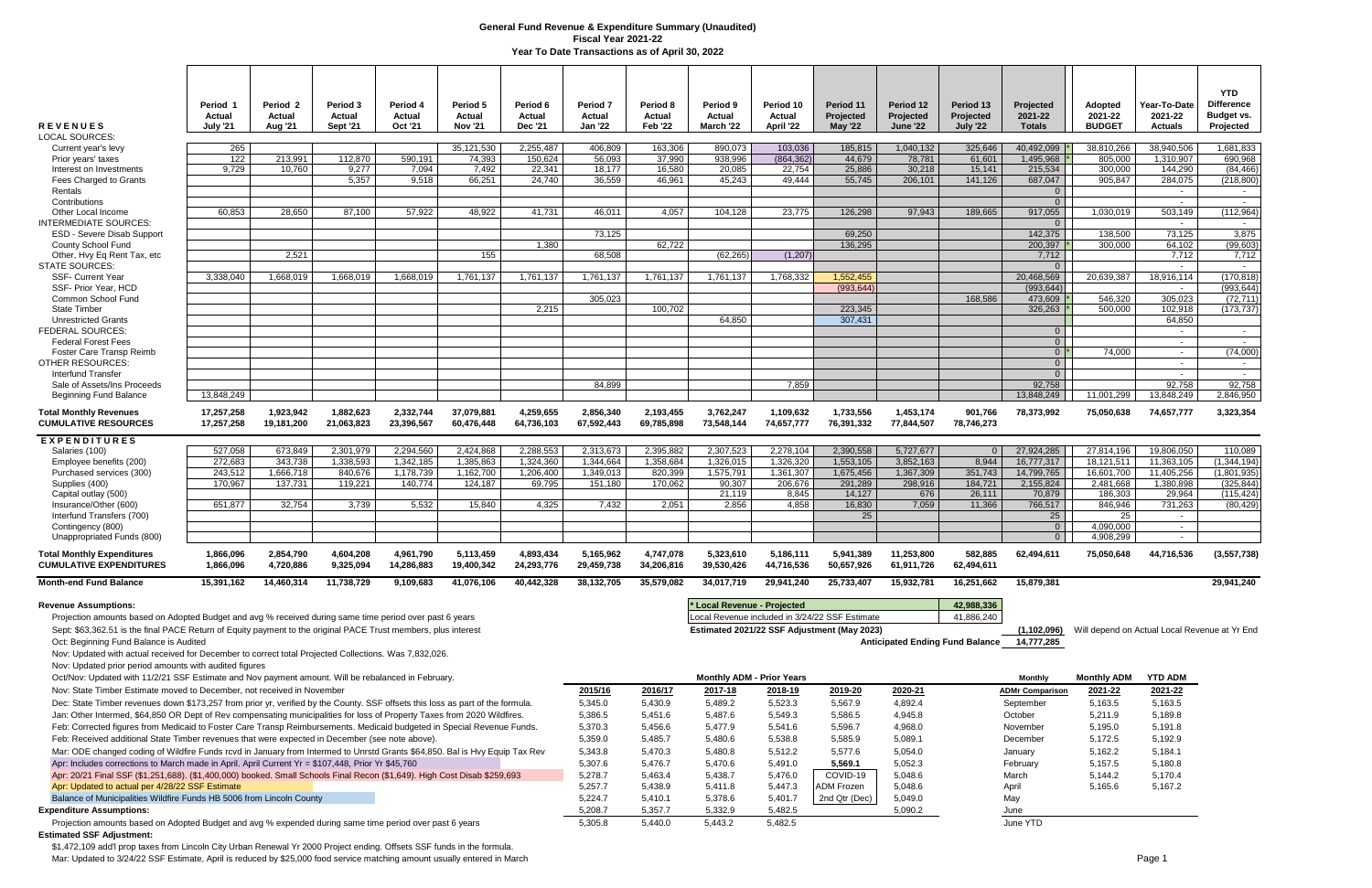# General Fund Revenue & Expenditure Summary (Unaudited)

## Fiscal Year 2021-22

## Year To Date Transactions as of April 30, 2022

| REVENUES | Period 1 Actual July '21 | Period 2 Actual Aug '21 | Period 3 Actual Sept '21 | Period 4 Actual Oct '21 | Period 5 Actual Nov '21 | Period 6 Actual Dec '21 | Period 7 Actual Jan '22 | Period 8 Actual Feb '22 | Period 9 Actual March '22 | Period 10 Actual April '22 | Period 11 Projected May '22 | Period 12 Projected June '22 | Period 13 Projected July '22 | Projected 2021-22 Totals | Adopted 2021-22 BUDGET | Year-To-Date 2021-22 Actuals | YTD Difference Budget vs. Projected |
|---|---|---|---|---|---|---|---|---|---|---|---|---|---|---|---|---|---|
| LOCAL SOURCES: | | | | | | | | | | | | | | | | | |
| Current year's levy | 265 | | | | 35,121,530 | 2,255,487 | 406,809 | 163,306 | 890,073 | 103,036 | 185,815 | 1,040,132 | 325,646 | 40,492,099 * | 38,810,266 | 38,940,506 | 1,681,833 |
| Prior years' taxes | 122 | 213,991 | 112,870 | 590,191 | 74,393 | 150,624 | 56,093 | 37,990 | 938,996 | (864,362) | 44,679 | 78,781 | 61,601 | 1,495,968 * | 805,000 | 1,310,907 | 690,968 |
| Interest on Investments | 9,729 | 10,760 | 9,277 | 7,094 | 7,492 | 22,341 | 18,177 | 16,580 | 20,085 | 22,754 | 25,886 | 30,218 | 15,141 | 215,534 | 300,000 | 144,290 | (84,466) |
| Fees Charged to Grants | | | 5,357 | 9,518 | 66,251 | 24,740 | 36,559 | 46,961 | 45,243 | 49,444 | 55,745 | 206,101 | 141,126 | 687,047 | 905,847 | 284,075 | (218,800) |
| Rentals | | | | | | | | | | | | | | 0 | | | |
| Contributions | | | | | | | | | | | | | | 0 | | - | - |
| Other Local Income | 60,853 | 28,650 | 87,100 | 57,922 | 48,922 | 41,731 | 46,011 | 4,057 | 104,128 | 23,775 | 126,298 | 97,943 | 189,665 | 917,055 | 1,030,019 | 503,149 | (112,964) |
| INTERMEDIATE SOURCES: | | | | | | | | | | | | | | 0 | | - | - |
| ESD - Severe Disab Support | | | | | | | 73,125 | | | | 69,250 | | | 142,375 | 138,500 | 73,125 | 3,875 |
| County School Fund | | | | | | 1,380 | | 62,722 | | | 136,295 | | | 200,397 * | 300,000 | 64,102 | (99,603) |
| Other, Hvy Eq Rent Tax, etc | | 2,521 | | | 155 | | 68,508 | | (62,265) | (1,207) | | | | 7,712 | | 7,712 | 7,712 |
| STATE SOURCES: | | | | | | | | | | | | | | 0 | | - | - |
| SSF- Current Year | 3,338,040 | 1,668,019 | 1,668,019 | 1,668,019 | 1,761,137 | 1,761,137 | 1,761,137 | 1,761,137 | 1,761,137 | 1,768,332 | 1,552,455 | | | 20,468,569 | 20,639,387 | 18,916,114 | (170,818) |
| SSF- Prior Year, HCD | | | | | | | | | | | (993,644) | | | (993,644) | | - | (993,644) |
| Common School Fund | | | | | | | 305,023 | | | | | | 168,586 | 473,609 * | 546,320 | 305,023 | (72,711) |
| State Timber | | | | | | 2,215 | | 100,702 | | | 223,345 | | | 326,263 * | 500,000 | 102,918 | (173,737) |
| Unrestricted Grants | | | | | | | | | 64,850 | | 307,431 | | | | | 64,850 | |
| FEDERAL SOURCES: | | | | | | | | | | | | | | 0 | | - | - |
| Federal Forest Fees | | | | | | | | | | | | | | 0 | | - | - |
| Foster Care Transp Reimb | | | | | | | | | | | | | | 0 * | 74,000 | - | (74,000) |
| OTHER RESOURCES: | | | | | | | | | | | | | | 0 | | - | - |
| Interfund Transfer | | | | | | | | | | | | | | 0 | | - | - |
| Sale of Assets/Ins Proceeds | | | | | | | 84,899 | | | 7,859 | | | | 92,758 | | 92,758 | 92,758 |
| Beginning Fund Balance | 13,848,249 | | | | | | | | | | | | | 13,848,249 | 11,001,299 | 13,848,249 | 2,846,950 |
| **Total Monthly Revenues** | 17,257,258 | 1,923,942 | 1,882,623 | 2,332,744 | 37,079,881 | 4,259,655 | 2,856,340 | 2,193,455 | 3,762,247 | 1,109,632 | 1,733,556 | 1,453,174 | 901,766 | 78,373,992 | 75,050,638 | 74,657,777 | 3,323,354 |
| **CUMULATIVE RESOURCES** | 17,257,258 | 19,181,200 | 21,063,823 | 23,396,567 | 60,476,448 | 64,736,103 | 67,592,443 | 69,785,898 | 73,548,144 | 74,657,777 | 76,391,332 | 77,844,507 | 78,746,273 | | | | |
| **EXPENDITURES** | | | | | | | | | | | | | | | | | |
| Salaries (100) | 527,058 | 673,849 | 2,301,979 | 2,294,560 | 2,424,868 | 2,288,553 | 2,313,673 | 2,395,882 | 2,307,523 | 2,278,104 | 2,390,558 | 5,727,677 | 0 | 27,924,285 | 27,814,196 | 19,806,050 | 110,089 |
| Employee benefits (200) | 272,683 | 343,738 | 1,338,593 | 1,342,185 | 1,385,863 | 1,324,360 | 1,344,664 | 1,358,684 | 1,326,015 | 1,326,320 | 1,553,105 | 3,852,163 | 8,944 | 16,777,317 | 18,121,511 | 11,363,105 | (1,344,194) |
| Purchased services (300) | 243,512 | 1,666,718 | 840,676 | 1,178,739 | 1,162,700 | 1,206,400 | 1,349,013 | 820,399 | 1,575,791 | 1,361,307 | 1,675,456 | 1,367,309 | 351,743 | 14,799,765 | 16,601,700 | 11,405,256 | (1,801,935) |
| Supplies (400) | 170,967 | 137,731 | 119,221 | 140,774 | 124,187 | 69,795 | 151,180 | 170,062 | 90,307 | 206,676 | 291,289 | 298,916 | 184,721 | 2,155,824 | 2,481,668 | 1,380,898 | (325,844) |
| Capital outlay (500) | | | | | | | | | 21,119 | 8,845 | 14,127 | 676 | 26,111 | 70,879 | 186,303 | 29,964 | (115,424) |
| Insurance/Other (600) | 651,877 | 32,754 | 3,739 | 5,532 | 15,840 | 4,325 | 7,432 | 2,051 | 2,856 | 4,858 | 16,830 | 7,059 | 11,366 | 766,517 | 846,946 | 731,263 | (80,429) |
| Interfund Transfers (700) | | | | | | | | | | | 25 | | | 25 | 25 | - | |
| Contingency (800) | | | | | | | | | | | | | | 0 | 4,090,000 | - | |
| Unappropriated Funds (800) | | | | | | | | | | | | | | 0 | 4,908,299 | - | |
| **Total Monthly Expenditures** | 1,866,096 | 2,854,790 | 4,604,208 | 4,961,790 | 5,113,459 | 4,893,434 | 5,165,962 | 4,747,078 | 5,323,610 | 5,186,111 | 5,941,389 | 11,253,800 | 582,885 | 62,494,611 | 75,050,648 | 44,716,536 | (3,557,738) |
| **CUMULATIVE EXPENDITURES** | 1,866,096 | 4,720,886 | 9,325,094 | 14,286,883 | 19,400,342 | 24,293,776 | 29,459,738 | 34,206,816 | 39,530,426 | 44,716,536 | 50,657,925 | 61,911,726 | 62,494,611 | | | | |
| **Month-end Fund Balance** | 15,391,162 | 14,460,314 | 11,738,729 | 9,109,683 | 41,076,106 | 40,442,328 | 38,132,705 | 35,579,082 | 34,017,719 | 29,941,240 | 25,733,407 | 15,932,781 | 16,251,662 | 15,879,381 | | | 29,941,240 |

| | |
|---|---|
| * Local Revenue - Projected | 42,988,336 |
| Local Revenue included in 3/24/22 SSF Estimate | 41,886,240 |
| Estimated 2021/22 SSF Adjustment (May 2023) | (1,102,096) Will depend on Actual Local Revenue at Yr End |
| Anticipated Ending Fund Balance | 14,777,285 |

**Revenue Assumptions:**

Projection amounts based on Adopted Budget and avg % received during same time period over past 6 years

Sept: $63,362.51 is the final PACE Return of Equity payment to the original PACE Trust members, plus interest

Oct: Beginning Fund Balance is Audited

Nov: Updated with actual received for December to correct total Projected Collections. Was 7,832,026.

Nov: Updated prior period amounts with audited figures

Oct/Nov: Updated with 11/2/21 SSF Estimate and Nov payment amount. Will be rebalanced in February.

Nov: State Timber Estimate moved to December, not received in November

Dec: State Timber revenues down $173,257 from prior yr, verified by the County. SSF offsets this loss as part of the formula.

Jan: Other Intermed, $64,850 OR Dept of Rev compensating municipalities for loss of Property Taxes from 2020 Wildfires.

Feb: Corrected figures from Medicaid to Foster Care Transp Reimbursements. Medicaid budgeted in Special Revenue Funds.

Feb: Received additional State Timber revenues that were expected in December (see note above).

Mar: ODE changed coding of Wildfire Funds rcvd in January from Intermed to Unrstd Grants $64,850. Bal is Hvy Equip Tax Rev

Apr: Includes corrections to March made in April. April Current Yr = $107,448, Prior Yr $45,760

Apr: 20/21 Final SSF ($1,251,688). ($1,400,000) booked. Small Schools Final Recon ($1,649). High Cost Disab $259,693

Apr: Updated to actual per 4/28/22 SSF Estimate

Balance of Municipalities Wildfire Funds HB 5006 from Lincoln County

**Expenditure Assumptions:**

Projection amounts based on Adopted Budget and avg % expended during same time period over past 6 years

**Estimated SSF Adjustment:**

$1,472,109 add'l prop taxes from Lincoln City Urban Renewal Yr 2000 Project ending. Offsets SSF funds in the formula.

Mar: Updated to 3/24/22 SSF Estimate, April is reduced by $25,000 food service matching amount usually entered in March

**Monthly ADM - Prior Years**

| 2015/16 | 2016/17 | 2017-18 | 2018-19 | 2019-20 | 2020-21 |
|---|---|---|---|---|---|
| 5,345.0 | 5,430.9 | 5,489.2 | 5,523.3 | 5,567.9 | 4,892.4 |
| 5,386.5 | 5,451.6 | 5,487.6 | 5,549.3 | 5,586.5 | 4,945.8 |
| 5,370.3 | 5,456.6 | 5,477.9 | 5,541.6 | 5,596.7 | 4,968.0 |
| 5,359.0 | 5,485.7 | 5,480.6 | 5,538.8 | 5,585.9 | 5,089.1 |
| 5,343.8 | 5,470.3 | 5,480.8 | 5,512.2 | 5,577.6 | 5,054.0 |
| 5,307.6 | 5,476.7 | 5,470.6 | 5,491.0 | 5,569.1 | 5,052.3 |
| 5,278.7 | 5,463.4 | 5,438.7 | 5,476.0 | COVID-19 | 5,048.6 |
| 5,257.7 | 5,438.9 | 5,411.8 | 5,447.3 | ADM Frozen | 5,048.6 |
| 5,224.7 | 5,410.1 | 5,378.6 | 5,401.7 | 2nd Qtr (Dec) | 5,049.0 |
| 5,208.7 | 5,357.7 | 5,332.9 | 5,482.5 | | 5,090.2 |
| 5,305.8 | 5,440.0 | 5,443.2 | 5,482.5 | | |

| Monthly ADMr Comparison | Monthly ADM 2021-22 | YTD ADM 2021-22 |
|---|---|---|
| September | 5,163.5 | 5,163.5 |
| October | 5,211.9 | 5,189.8 |
| November | 5,195.0 | 5,191.8 |
| December | 5,172.5 | 5,192.9 |
| January | 5,162.2 | 5,184.1 |
| February | 5,157.5 | 5,180.8 |
| March | 5,144.2 | 5,170.4 |
| April | 5,165.6 | 5,167.2 |
| May | | |
| June | | |
| June YTD | | |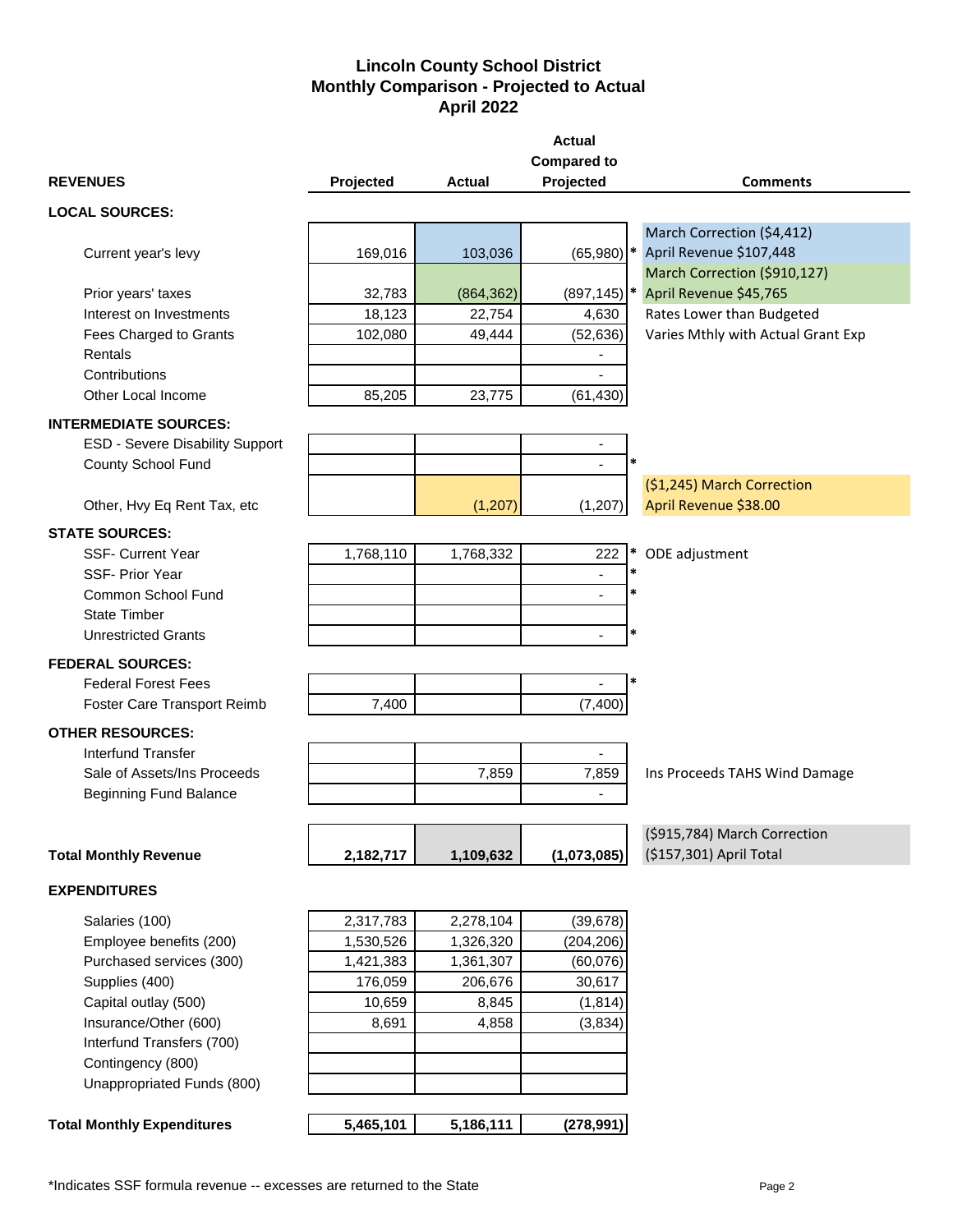# Lincoln County School District
## Monthly Comparison - Projected to Actual
## April 2022

| REVENUES | Projected | Actual | Actual Compared to Projected | | Comments |
|---|---|---|---|---|---|
| **LOCAL SOURCES:** | | | | | |
| Current year's levy | 169,016 | 103,036 | (65,980) | * | March Correction ($4,412) April Revenue $107,448 |
| Prior years' taxes | 32,783 | (864,362) | (897,145) | * | March Correction ($910,127) April Revenue $45,765 |
| Interest on Investments | 18,123 | 22,754 | 4,630 | | Rates Lower than Budgeted |
| Fees Charged to Grants | 102,080 | 49,444 | (52,636) | | Varies Mthly with Actual Grant Exp |
| Rentals | | | - | | |
| Contributions | | | - | | |
| Other Local Income | 85,205 | 23,775 | (61,430) | | |
| **INTERMEDIATE SOURCES:** | | | | | |
| ESD - Severe Disability Support | | | - | | |
| County School Fund | | | - | * | |
| Other, Hvy Eq Rent Tax, etc | | (1,207) | (1,207) | | ($1,245) March Correction April Revenue $38.00 |
| **STATE SOURCES:** | | | | | |
| SSF- Current Year | 1,768,110 | 1,768,332 | 222 | * | ODE adjustment |
| SSF- Prior Year | | | - | * | |
| Common School Fund | | | - | * | |
| State Timber | | | | | |
| Unrestricted Grants | | | - | * | |
| **FEDERAL SOURCES:** | | | | | |
| Federal Forest Fees | | | - | * | |
| Foster Care Transport Reimb | 7,400 | | (7,400) | | |
| **OTHER RESOURCES:** | | | | | |
| Interfund Transfer | | | - | | |
| Sale of Assets/Ins Proceeds | | 7,859 | 7,859 | | Ins Proceeds TAHS Wind Damage |
| Beginning Fund Balance | | | - | | |
| **Total Monthly Revenue** | **2,182,717** | **1,109,632** | **(1,073,085)** | | ($915,784) March Correction ($157,301) April Total |
| **EXPENDITURES** | | | | | |
| Salaries (100) | 2,317,783 | 2,278,104 | (39,678) | | |
| Employee benefits (200) | 1,530,526 | 1,326,320 | (204,206) | | |
| Purchased services (300) | 1,421,383 | 1,361,307 | (60,076) | | |
| Supplies (400) | 176,059 | 206,676 | 30,617 | | |
| Capital outlay (500) | 10,659 | 8,845 | (1,814) | | |
| Insurance/Other (600) | 8,691 | 4,858 | (3,834) | | |
| Interfund Transfers (700) | | | | | |
| Contingency (800) | | | | | |
| Unappropriated Funds (800) | | | | | |
| **Total Monthly Expenditures** | **5,465,101** | **5,186,111** | **(278,991)** | | |

*Indicates SSF formula revenue -- excesses are returned to the State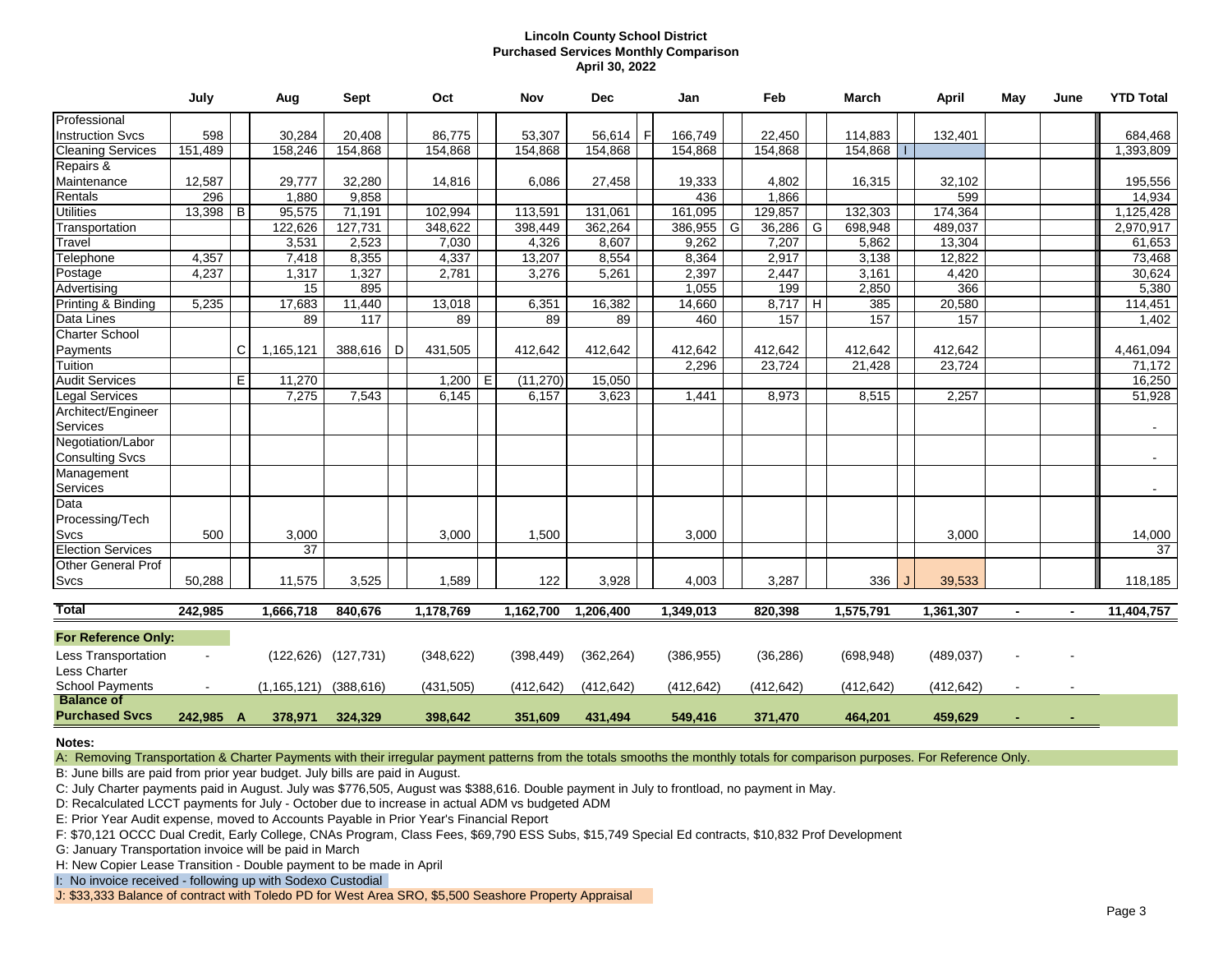**Lincoln County School District**
**Purchased Services Monthly Comparison**
**April 30, 2022**

| | July | | Aug | Sept | | Oct | | Nov | Dec | | Jan | | Feb | | March | | April | May | June | YTD Total |
|---|---|---|---|---|---|---|---|---|---|---|---|---|---|---|---|---|---|---|---|---|
| Professional Instruction Svcs | 598 | | 30,284 | 20,408 | | 86,775 | | 53,307 | 56,614 | F | 166,749 | | 22,450 | | 114,883 | | 132,401 | | | 684,468 |
| Cleaning Services | 151,489 | | 158,246 | 154,868 | | 154,868 | | 154,868 | 154,868 | | 154,868 | | 154,868 | | 154,868 | I | | | | 1,393,809 |
| Repairs & Maintenance | 12,587 | | 29,777 | 32,280 | | 14,816 | | 6,086 | 27,458 | | 19,333 | | 4,802 | | 16,315 | | 32,102 | | | 195,556 |
| Rentals | 296 | | 1,880 | 9,858 | | | | | | | 436 | | 1,866 | | | | 599 | | | 14,934 |
| Utilities | 13,398 | B | 95,575 | 71,191 | | 102,994 | | 113,591 | 131,061 | | 161,095 | | 129,857 | | 132,303 | | 174,364 | | | 1,125,428 |
| Transportation | | | 122,626 | 127,731 | | 348,622 | | 398,449 | 362,264 | | 386,955 | G | 36,286 | G | 698,948 | | 489,037 | | | 2,970,917 |
| Travel | | | 3,531 | 2,523 | | 7,030 | | 4,326 | 8,607 | | 9,262 | | 7,207 | | 5,862 | | 13,304 | | | 61,653 |
| Telephone | 4,357 | | 7,418 | 8,355 | | 4,337 | | 13,207 | 8,554 | | 8,364 | | 2,917 | | 3,138 | | 12,822 | | | 73,468 |
| Postage | 4,237 | | 1,317 | 1,327 | | 2,781 | | 3,276 | 5,261 | | 2,397 | | 2,447 | | 3,161 | | 4,420 | | | 30,624 |
| Advertising | | | 15 | 895 | | | | | | | 1,055 | | 199 | | 2,850 | | 366 | | | 5,380 |
| Printing & Binding | 5,235 | | 17,683 | 11,440 | | 13,018 | | 6,351 | 16,382 | | 14,660 | | 8,717 | H | 385 | | 20,580 | | | 114,451 |
| Data Lines | | | 89 | 117 | | 89 | | 89 | 89 | | 460 | | 157 | | 157 | | 157 | | | 1,402 |
| Charter School Payments | | C | 1,165,121 | 388,616 | D | 431,505 | | 412,642 | 412,642 | | 412,642 | | 412,642 | | 412,642 | | 412,642 | | | 4,461,094 |
| Tuition | | | | | | | | | | | 2,296 | | 23,724 | | 21,428 | | 23,724 | | | 71,172 |
| Audit Services | | E | 11,270 | | | 1,200 | E | (11,270) | 15,050 | | | | | | | | | | | 16,250 |
| Legal Services | | | 7,275 | 7,543 | | 6,145 | | 6,157 | 3,623 | | 1,441 | | 8,973 | | 8,515 | | 2,257 | | | 51,928 |
| Architect/Engineer Services | | | | | | | | | | | | | | | | | | | | - |
| Negotiation/Labor Consulting Svcs | | | | | | | | | | | | | | | | | | | | - |
| Management Services | | | | | | | | | | | | | | | | | | | | - |
| Data Processing/Tech Svcs | 500 | | 3,000 | | | 3,000 | | 1,500 | | | 3,000 | | | | | | 3,000 | | | 14,000 |
| Election Services | | | 37 | | | | | | | | | | | | | | | | | 37 |
| Other General Prof Svcs | 50,288 | | 11,575 | 3,525 | | 1,589 | | 122 | 3,928 | | 4,003 | | 3,287 | | 336 | J | 39,533 | | | 118,185 |
| **Total** | **242,985** | | **1,666,718** | **840,676** | | **1,178,769** | | **1,162,700** | **1,206,400** | | **1,349,013** | | **820,398** | | **1,575,791** | | **1,361,307** | **-** | **-** | **11,404,757** |
| **For Reference Only:** | | | | | | | | | | | | | | | | | | | | |
| Less Transportation | - | | (122,626) | (127,731) | | (348,622) | | (398,449) | (362,264) | | (386,955) | | (36,286) | | (698,948) | | (489,037) | - | - | |
| Less Charter School Payments | - | | (1,165,121) | (388,616) | | (431,505) | | (412,642) | (412,642) | | (412,642) | | (412,642) | | (412,642) | | (412,642) | - | - | |
| **Balance of Purchased Svcs** | **242,985** | **A** | **378,971** | **324,329** | | **398,642** | | **351,609** | **431,494** | | **549,416** | | **371,470** | | **464,201** | | **459,629** | **-** | **-** | |

**Notes:**

A: Removing Transportation & Charter Payments with their irregular payment patterns from the totals smooths the monthly totals for comparison purposes. For Reference Only.

B: June bills are paid from prior year budget. July bills are paid in August.

C: July Charter payments paid in August. July was $776,505, August was $388,616. Double payment in July to frontload, no payment in May.

D: Recalculated LCCT payments for July - October due to increase in actual ADM vs budgeted ADM

E: Prior Year Audit expense, moved to Accounts Payable in Prior Year's Financial Report

F: $70,121 OCCC Dual Credit, Early College, CNAs Program, Class Fees, $69,790 ESS Subs, $15,749 Special Ed contracts, $10,832 Prof Development

G: January Transportation invoice will be paid in March

H: New Copier Lease Transition - Double payment to be made in April

I: No invoice received - following up with Sodexo Custodial

J: $33,333 Balance of contract with Toledo PD for West Area SRO, $5,500 Seashore Property Appraisal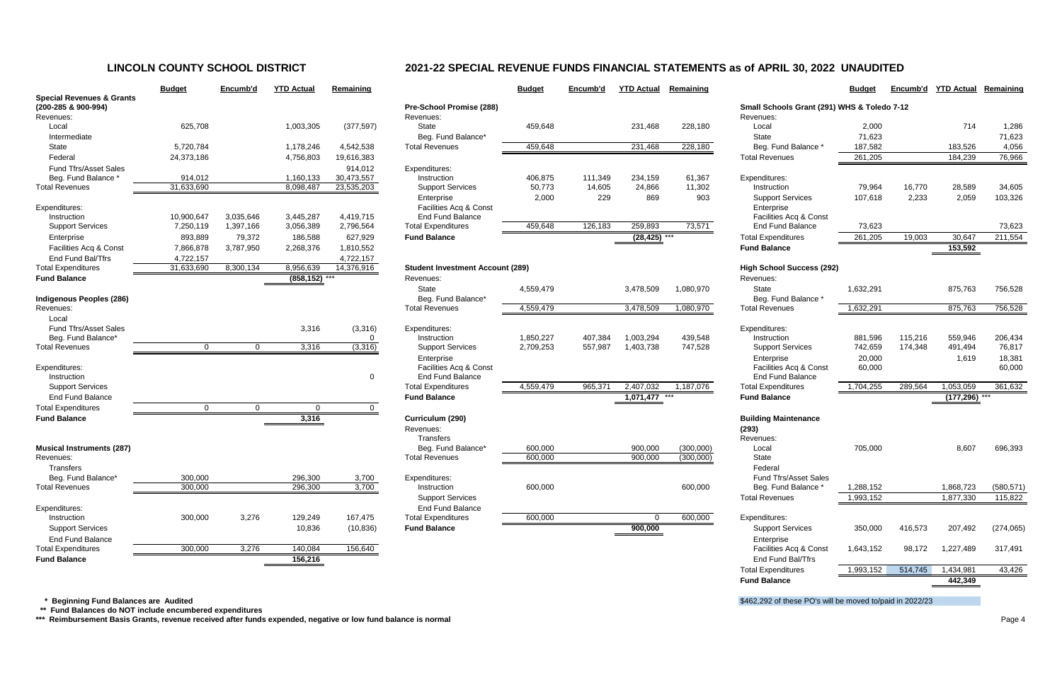# LINCOLN COUNTY SCHOOL DISTRICT

## 2021-22 SPECIAL REVENUE FUNDS FINANCIAL STATEMENTS as of APRIL 30, 2022 UNAUDITED

| | Budget | Encumb'd | YTD Actual | Remaining |
|---|---|---|---|---|
| **Special Revenues & Grants (200-285 & 900-994)** | | | | |
| Revenues: | | | | |
| Local | 625,708 | | 1,003,305 | (377,597) |
| Intermediate | | | | |
| State | 5,720,784 | | 1,178,246 | 4,542,538 |
| Federal | 24,373,186 | | 4,756,803 | 19,616,383 |
| Fund Tfrs/Asset Sales | | | | 914,012 |
| Beg. Fund Balance * | 914,012 | | 1,160,133 | 30,473,557 |
| Total Revenues | 31,633,690 | | 8,098,487 | 23,535,203 |
| Expenditures: | | | | |
| Instruction | 10,900,647 | 3,035,646 | 3,445,287 | 4,419,715 |
| Support Services | 7,250,119 | 1,397,166 | 3,056,389 | 2,796,564 |
| Enterprise | 893,889 | 79,372 | 186,588 | 627,929 |
| Facilities Acq & Const | 7,866,878 | 3,787,950 | 2,268,376 | 1,810,552 |
| End Fund Bal/Tfrs | 4,722,157 | | | 4,722,157 |
| Total Expenditures | 31,633,690 | 8,300,134 | 8,956,639 | 14,376,916 |
| **Fund Balance** | | | **(858,152)** *** | |

| | Budget | Encumb'd | YTD Actual | Remaining |
|---|---|---|---|---|
| **Indigenous Peoples (286)** | | | | |
| Revenues: | | | | |
| Local | | | | |
| Fund Tfrs/Asset Sales | | | 3,316 | (3,316) |
| Beg. Fund Balance* | | | | 0 |
| Total Revenues | 0 | 0 | 3,316 | (3,316) |
| Expenditures: | | | | |
| Instruction | | | | 0 |
| Support Services | | | | |
| End Fund Balance | | | | |
| Total Expenditures | 0 | 0 | 0 | 0 |
| **Fund Balance** | | | **3,316** | |

| | Budget | Encumb'd | YTD Actual | Remaining |
|---|---|---|---|---|
| **Musical Instruments (287)** | | | | |
| Revenues: | | | | |
| Transfers | | | | |
| Beg. Fund Balance* | 300,000 | | 296,300 | 3,700 |
| Total Revenues | 300,000 | | 296,300 | 3,700 |
| Expenditures: | | | | |
| Instruction | 300,000 | 3,276 | 129,249 | 167,475 |
| Support Services | | | 10,836 | (10,836) |
| End Fund Balance | | | | |
| Total Expenditures | 300,000 | 3,276 | 140,084 | 156,640 |
| **Fund Balance** | | | **156,216** | |

| | Budget | Encumb'd | YTD Actual | Remaining |
|---|---|---|---|---|
| **Pre-School Promise (288)** | | | | |
| Revenues: | | | | |
| State | 459,648 | | 231,468 | 228,180 |
| Beg. Fund Balance* | | | | |
| Total Revenues | 459,648 | | 231,468 | 228,180 |
| Expenditures: | | | | |
| Instruction | 406,875 | 111,349 | 234,159 | 61,367 |
| Support Services | 50,773 | 14,605 | 24,866 | 11,302 |
| Enterprise | 2,000 | 229 | 869 | 903 |
| Facilities Acq & Const | | | | |
| End Fund Balance | | | | |
| Total Expenditures | 459,648 | 126,183 | 259,893 | 73,571 |
| **Fund Balance** | | | **(28,425)** *** | |

| | Budget | Encumb'd | YTD Actual | Remaining |
|---|---|---|---|---|
| **Student Investment Account (289)** | | | | |
| Revenues: | | | | |
| State | 4,559,479 | | 3,478,509 | 1,080,970 |
| Beg. Fund Balance* | | | | |
| Total Revenues | 4,559,479 | | 3,478,509 | 1,080,970 |
| Expenditures: | | | | |
| Instruction | 1,850,227 | 407,384 | 1,003,294 | 439,548 |
| Support Services | 2,709,253 | 557,987 | 1,403,738 | 747,528 |
| Enterprise | | | | |
| Facilities Acq & Const | | | | |
| End Fund Balance | | | | |
| Total Expenditures | 4,559,479 | 965,371 | 2,407,032 | 1,187,076 |
| **Fund Balance** | | | **1,071,477** *** | |

| | Budget | Encumb'd | YTD Actual | Remaining |
|---|---|---|---|---|
| **Curriculum (290)** | | | | |
| Revenues: | | | | |
| Transfers | | | | |
| Beg. Fund Balance* | 600,000 | | 900,000 | (300,000) |
| Total Revenues | 600,000 | | 900,000 | (300,000) |
| Expenditures: | | | | |
| Instruction | 600,000 | | | 600,000 |
| Support Services | | | | |
| End Fund Balance | | | | |
| Total Expenditures | 600,000 | | 0 | 600,000 |
| **Fund Balance** | | | **900,000** | |

| | Budget | Encumb'd | YTD Actual | Remaining |
|---|---|---|---|---|
| **Small Schools Grant (291) WHS & Toledo 7-12** | | | | |
| Revenues: | | | | |
| Local | 2,000 | | 714 | 1,286 |
| State | 71,623 | | | 71,623 |
| Beg. Fund Balance * | 187,582 | | 183,526 | 4,056 |
| Total Revenues | 261,205 | | 184,239 | 76,966 |
| Expenditures: | | | | |
| Instruction | 79,964 | 16,770 | 28,589 | 34,605 |
| Support Services | 107,618 | 2,233 | 2,059 | 103,326 |
| Enterprise | | | | |
| Facilities Acq & Const | | | | |
| End Fund Balance | 73,623 | | | 73,623 |
| Total Expenditures | 261,205 | 19,003 | 30,647 | 211,554 |
| **Fund Balance** | | | **153,592** | |

| | Budget | Encumb'd | YTD Actual | Remaining |
|---|---|---|---|---|
| **High School Success (292)** | | | | |
| Revenues: | | | | |
| State | 1,632,291 | | 875,763 | 756,528 |
| Beg. Fund Balance * | | | | |
| Total Revenues | 1,632,291 | | 875,763 | 756,528 |
| Expenditures: | | | | |
| Instruction | 881,596 | 115,216 | 559,946 | 206,434 |
| Support Services | 742,659 | 174,348 | 491,494 | 76,817 |
| Enterprise | 20,000 | | 1,619 | 18,381 |
| Facilities Acq & Const | 60,000 | | | 60,000 |
| End Fund Balance | | | | |
| Total Expenditures | 1,704,255 | 289,564 | 1,053,059 | 361,632 |
| **Fund Balance** | | | **(177,296)** *** | |

| | Budget | Encumb'd | YTD Actual | Remaining |
|---|---|---|---|---|
| **Building Maintenance (293)** | | | | |
| Revenues: | | | | |
| Local | 705,000 | | 8,607 | 696,393 |
| State | | | | |
| Federal | | | | |
| Fund Tfrs/Asset Sales | | | | |
| Beg. Fund Balance * | 1,288,152 | | 1,868,723 | (580,571) |
| Total Revenues | 1,993,152 | | 1,877,330 | 115,822 |
| Expenditures: | | | | |
| Support Services | 350,000 | 416,573 | 207,492 | (274,065) |
| Enterprise | | | | |
| Facilities Acq & Const | 1,643,152 | 98,172 | 1,227,489 | 317,491 |
| End Fund Bal/Tfrs | | | | |
| Total Expenditures | 1,993,152 | 514,745 | 1,434,981 | 43,426 |
| **Fund Balance** | | | **442,349** | |

$462,292 of these PO's will be moved to/paid in 2022/23

**\* Beginning Fund Balances are Audited**

**\*\* Fund Balances do NOT include encumbered expenditures**

**\*\*\* Reimbursement Basis Grants, revenue received after funds expended, negative or low fund balance is normal**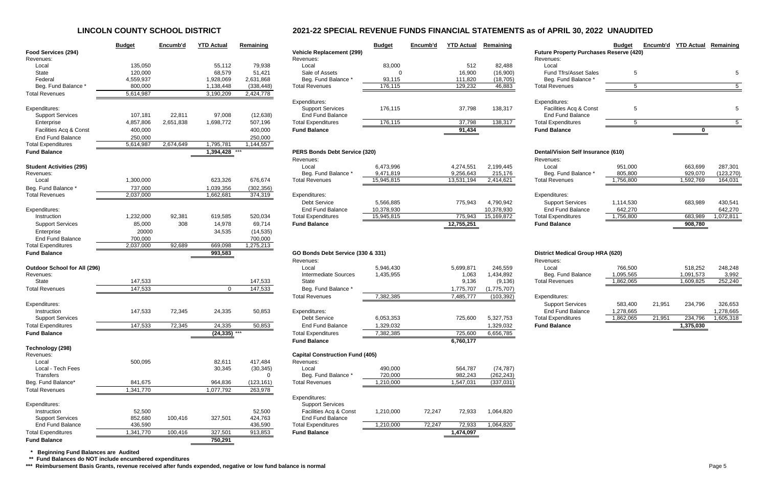# LINCOLN COUNTY SCHOOL DISTRICT

# 2021-22 SPECIAL REVENUE FUNDS FINANCIAL STATEMENTS as of APRIL 30, 2022 UNAUDITED

| | Budget | Encumb'd | YTD Actual | Remaining |
|---|---|---|---|---|
| **Food Services (294)** | | | | |
| Revenues: | | | | |
| Local | 135,050 | | 55,112 | 79,938 |
| State | 120,000 | | 68,579 | 51,421 |
| Federal | 4,559,937 | | 1,928,069 | 2,631,868 |
| Beg. Fund Balance * | 800,000 | | 1,138,448 | (338,448) |
| Total Revenues | 5,614,987 | | 3,190,209 | 2,424,778 |
| Expenditures: | | | | |
| Support Services | 107,181 | 22,811 | 97,008 | (12,638) |
| Enterprise | 4,857,806 | 2,651,838 | 1,698,772 | 507,196 |
| Facilities Acq & Const | 400,000 | | | 400,000 |
| End Fund Balance | 250,000 | | | 250,000 |
| Total Expenditures | 5,614,987 | 2,674,649 | 1,795,781 | 1,144,557 |
| **Fund Balance** | | | 1,394,428 *** | |
| **Student Activities (295)** | | | | |
| Revenues: | | | | |
| Local | 1,300,000 | | 623,326 | 676,674 |
| Beg. Fund Balance * | 737,000 | | 1,039,356 | (302,356) |
| Total Revenues | 2,037,000 | | 1,662,681 | 374,319 |
| Expenditures: | | | | |
| Instruction | 1,232,000 | 92,381 | 619,585 | 520,034 |
| Support Services | 85,000 | 308 | 14,978 | 69,714 |
| Enterprise | 20000 | | 34,535 | (14,535) |
| End Fund Balance | 700,000 | | | 700,000 |
| Total Expenditures | 2,037,000 | 92,689 | 669,098 | 1,275,213 |
| **Fund Balance** | | | 993,583 | |
| **Outdoor School for All (296)** | | | | |
| Revenues: | | | | |
| State | 147,533 | | | 147,533 |
| Total Revenues | 147,533 | | 0 | 147,533 |
| Expenditures: | | | | |
| Instruction | 147,533 | 72,345 | 24,335 | 50,853 |
| Support Services | | | | |
| Total Expenditures | 147,533 | 72,345 | 24,335 | 50,853 |
| **Fund Balance** | | | (24,335) *** | |
| **Technology (298)** | | | | |
| Revenues: | | | | |
| Local | 500,095 | | 82,611 | 417,484 |
| Local - Tech Fees | | | 30,345 | (30,345) |
| Transfers | | | | 0 |
| Beg. Fund Balance* | 841,675 | | 964,836 | (123,161) |
| Total Revenues | 1,341,770 | | 1,077,792 | 263,978 |
| Expenditures: | | | | |
| Instruction | 52,500 | | | 52,500 |
| Support Services | 852,680 | 100,416 | 327,501 | 424,763 |
| End Fund Balance | 436,590 | | | 436,590 |
| Total Expenditures | 1,341,770 | 100,416 | 327,501 | 913,853 |
| **Fund Balance** | | | 750,291 | |

| | Budget | Encumb'd | YTD Actual | Remaining |
|---|---|---|---|---|
| **Vehicle Replacement (299)** | | | | |
| Revenues: | | | | |
| Local | 83,000 | | 512 | 82,488 |
| Sale of Assets | 0 | | 16,900 | (16,900) |
| Beg. Fund Balance * | 93,115 | | 111,820 | (18,705) |
| Total Revenues | 176,115 | | 129,232 | 46,883 |
| Expenditures: | | | | |
| Support Services | 176,115 | | 37,798 | 138,317 |
| End Fund Balance | | | | |
| Total Expenditures | 176,115 | | 37,798 | 138,317 |
| **Fund Balance** | | | 91,434 | |
| **PERS Bonds Debt Service (320)** | | | | |
| Revenues: | | | | |
| Local | 6,473,996 | | 4,274,551 | 2,199,445 |
| Beg. Fund Balance * | 9,471,819 | | 9,256,643 | 215,176 |
| Total Revenues | 15,945,815 | | 13,531,194 | 2,414,621 |
| Expenditures: | | | | |
| Debt Service | 5,566,885 | | 775,943 | 4,790,942 |
| End Fund Balance | 10,378,930 | | | 10,378,930 |
| Total Expenditures | 15,945,815 | | 775,943 | 15,169,872 |
| **Fund Balance** | | | 12,755,251 | |
| **GO Bonds Debt Service (330 & 331)** | | | | |
| Revenues: | | | | |
| Local | 5,946,430 | | 5,699,871 | 246,559 |
| Intermediate Sources | 1,435,955 | | 1,063 | 1,434,892 |
| State | | | 9,136 | (9,136) |
| Beg. Fund Balance * | | | 1,775,707 | (1,775,707) |
| Total Revenues | 7,382,385 | | 7,485,777 | (103,392) |
| Expenditures: | | | | |
| Debt Service | 6,053,353 | | 725,600 | 5,327,753 |
| End Fund Balance | 1,329,032 | | | 1,329,032 |
| Total Expenditures | 7,382,385 | | 725,600 | 6,656,785 |
| **Fund Balance** | | | 6,760,177 | |
| **Capital Construction Fund (405)** | | | | |
| Revenues: | | | | |
| Local | 490,000 | | 564,787 | (74,787) |
| Beg. Fund Balance * | 720,000 | | 982,243 | (262,243) |
| Total Revenues | 1,210,000 | | 1,547,031 | (337,031) |
| Expenditures: | | | | |
| Support Services | | | | |
| Facilities Acq & Const | 1,210,000 | 72,247 | 72,933 | 1,064,820 |
| End Fund Balance | | | | |
| Total Expenditures | 1,210,000 | 72,247 | 72,933 | 1,064,820 |
| **Fund Balance** | | | 1,474,097 | |

| | Budget | Encumb'd | YTD Actual | Remaining |
|---|---|---|---|---|
| **Future Property Purchases Reserve (420)** | | | | |
| Revenues: | | | | |
| Local | | | | |
| Fund Tfrs/Asset Sales | 5 | | | 5 |
| Beg. Fund Balance * | | | | |
| Total Revenues | 5 | | | 5 |
| Expenditures: | | | | |
| Facilities Acq & Const | 5 | | | 5 |
| End Fund Balance | | | | |
| Total Expenditures | 5 | | | 5 |
| **Fund Balance** | | | 0 | |
| **Dental/Vision Self Insurance (610)** | | | | |
| Revenues: | | | | |
| Local | 951,000 | | 663,699 | 287,301 |
| Beg. Fund Balance * | 805,800 | | 929,070 | (123,270) |
| Total Revenues | 1,756,800 | | 1,592,769 | 164,031 |
| Expenditures: | | | | |
| Support Services | 1,114,530 | | 683,989 | 430,541 |
| End Fund Balance | 642,270 | | | 642,270 |
| Total Expenditures | 1,756,800 | | 683,989 | 1,072,811 |
| **Fund Balance** | | | 908,780 | |
| **District Medical Group HRA (620)** | | | | |
| Revenues: | | | | |
| Local | 766,500 | | 518,252 | 248,248 |
| Beg. Fund Balance | 1,095,565 | | 1,091,573 | 3,992 |
| Total Revenues | 1,862,065 | | 1,609,825 | 252,240 |
| Expenditures: | | | | |
| Support Services | 583,400 | 21,951 | 234,796 | 326,653 |
| End Fund Balance | 1,278,665 | | | 1,278,665 |
| Total Expenditures | 1,862,065 | 21,951 | 234,796 | 1,605,318 |
| **Fund Balance** | | | 1,375,030 | |

**\* Beginning Fund Balances are Audited**

**\*\* Fund Balances do NOT include encumbered expenditures**

**\*\*\* Reimbursement Basis Grants, revenue received after funds expended, negative or low fund balance is normal**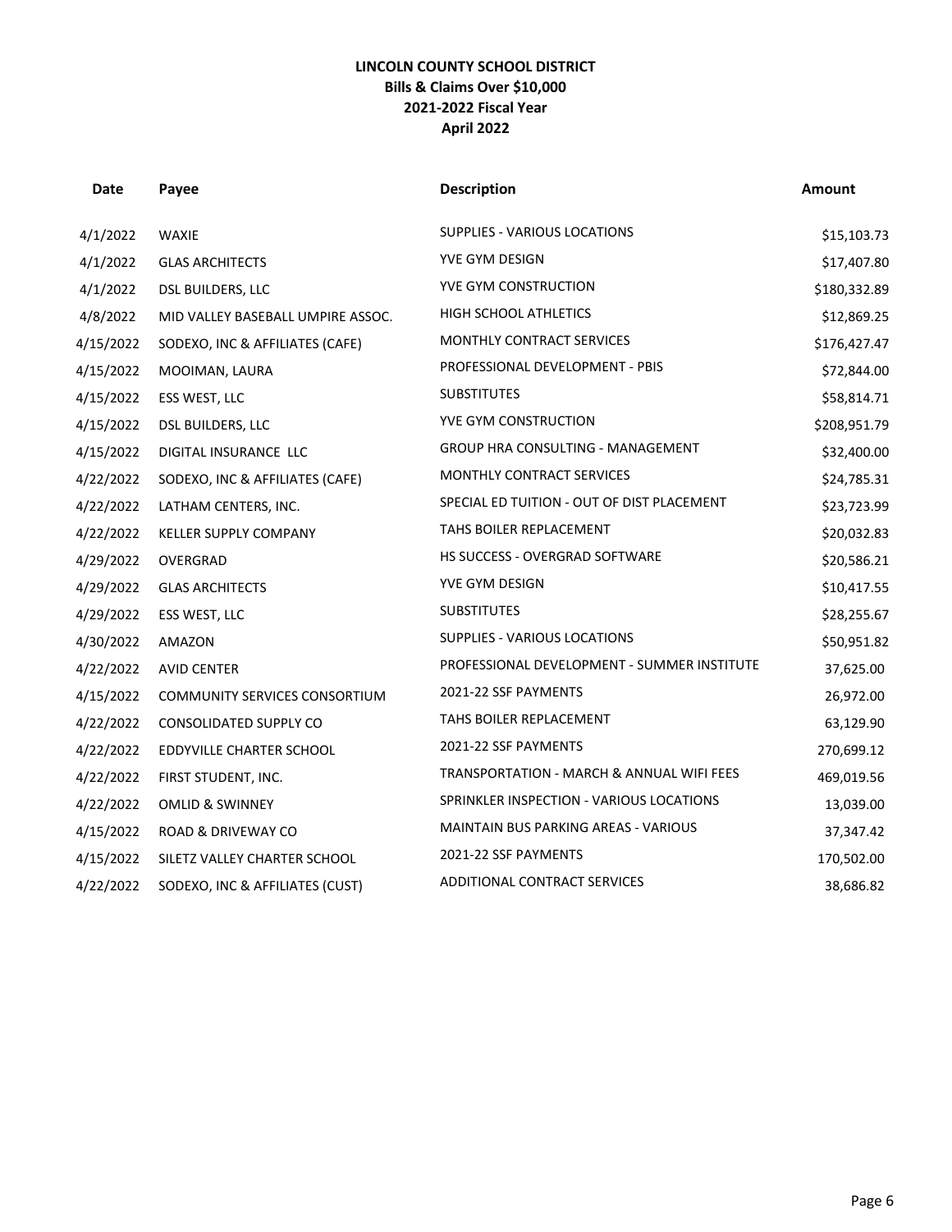**LINCOLN COUNTY SCHOOL DISTRICT**
**Bills & Claims Over $10,000**
**2021-2022 Fiscal Year**
**April 2022**

| Date | Payee | Description | Amount |
|---|---|---|---|
| 4/1/2022 | WAXIE | SUPPLIES - VARIOUS LOCATIONS | $15,103.73 |
| 4/1/2022 | GLAS ARCHITECTS | YVE GYM DESIGN | $17,407.80 |
| 4/1/2022 | DSL BUILDERS, LLC | YVE GYM CONSTRUCTION | $180,332.89 |
| 4/8/2022 | MID VALLEY BASEBALL UMPIRE ASSOC. | HIGH SCHOOL ATHLETICS | $12,869.25 |
| 4/15/2022 | SODEXO, INC & AFFILIATES (CAFE) | MONTHLY CONTRACT SERVICES | $176,427.47 |
| 4/15/2022 | MOOIMAN, LAURA | PROFESSIONAL DEVELOPMENT - PBIS | $72,844.00 |
| 4/15/2022 | ESS WEST, LLC | SUBSTITUTES | $58,814.71 |
| 4/15/2022 | DSL BUILDERS, LLC | YVE GYM CONSTRUCTION | $208,951.79 |
| 4/15/2022 | DIGITAL INSURANCE LLC | GROUP HRA CONSULTING - MANAGEMENT | $32,400.00 |
| 4/22/2022 | SODEXO, INC & AFFILIATES (CAFE) | MONTHLY CONTRACT SERVICES | $24,785.31 |
| 4/22/2022 | LATHAM CENTERS, INC. | SPECIAL ED TUITION - OUT OF DIST PLACEMENT | $23,723.99 |
| 4/22/2022 | KELLER SUPPLY COMPANY | TAHS BOILER REPLACEMENT | $20,032.83 |
| 4/29/2022 | OVERGRAD | HS SUCCESS - OVERGRAD SOFTWARE | $20,586.21 |
| 4/29/2022 | GLAS ARCHITECTS | YVE GYM DESIGN | $10,417.55 |
| 4/29/2022 | ESS WEST, LLC | SUBSTITUTES | $28,255.67 |
| 4/30/2022 | AMAZON | SUPPLIES - VARIOUS LOCATIONS | $50,951.82 |
| 4/22/2022 | AVID CENTER | PROFESSIONAL DEVELOPMENT - SUMMER INSTITUTE | 37,625.00 |
| 4/15/2022 | COMMUNITY SERVICES CONSORTIUM | 2021-22 SSF PAYMENTS | 26,972.00 |
| 4/22/2022 | CONSOLIDATED SUPPLY CO | TAHS BOILER REPLACEMENT | 63,129.90 |
| 4/22/2022 | EDDYVILLE CHARTER SCHOOL | 2021-22 SSF PAYMENTS | 270,699.12 |
| 4/22/2022 | FIRST STUDENT, INC. | TRANSPORTATION - MARCH & ANNUAL WIFI FEES | 469,019.56 |
| 4/22/2022 | OMLID & SWINNEY | SPRINKLER INSPECTION - VARIOUS LOCATIONS | 13,039.00 |
| 4/15/2022 | ROAD & DRIVEWAY CO | MAINTAIN BUS PARKING AREAS - VARIOUS | 37,347.42 |
| 4/15/2022 | SILETZ VALLEY CHARTER SCHOOL | 2021-22 SSF PAYMENTS | 170,502.00 |
| 4/22/2022 | SODEXO, INC & AFFILIATES (CUST) | ADDITIONAL CONTRACT SERVICES | 38,686.82 |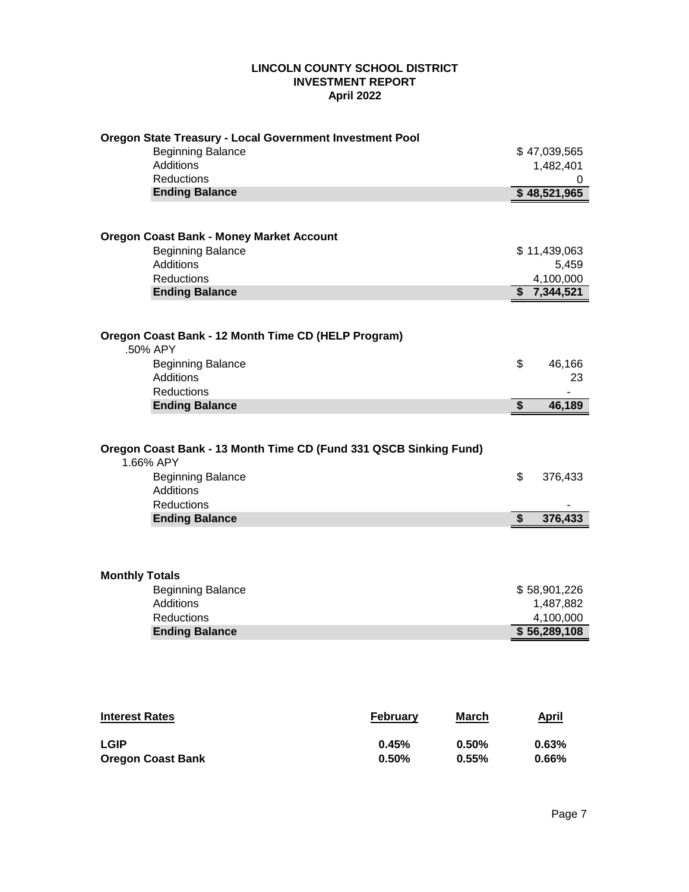# LINCOLN COUNTY SCHOOL DISTRICT
## INVESTMENT REPORT
## April 2022

### Oregon State Treasury - Local Government Investment Pool

| | |
|---|---|
| Beginning Balance | $ 47,039,565 |
| Additions | 1,482,401 |
| Reductions | 0 |
| **Ending Balance** | **$ 48,521,965** |

### Oregon Coast Bank - Money Market Account

| | |
|---|---|
| Beginning Balance | $ 11,439,063 |
| Additions | 5,459 |
| Reductions | 4,100,000 |
| **Ending Balance** | **$ 7,344,521** |

### Oregon Coast Bank - 12 Month Time CD (HELP Program)

.50% APY

| | |
|---|---|
| Beginning Balance | $ 46,166 |
| Additions | 23 |
| Reductions | - |
| **Ending Balance** | **$ 46,189** |

### Oregon Coast Bank - 13 Month Time CD (Fund 331 QSCB Sinking Fund)

1.66% APY

| | |
|---|---|
| Beginning Balance | $ 376,433 |
| Additions | |
| Reductions | - |
| **Ending Balance** | **$ 376,433** |

### Monthly Totals

| | |
|---|---|
| Beginning Balance | $ 58,901,226 |
| Additions | 1,487,882 |
| Reductions | 4,100,000 |
| **Ending Balance** | **$ 56,289,108** |

| **Interest Rates** | **February** | **March** | **April** |
|---|---|---|---|
| **LGIP** | **0.45%** | **0.50%** | **0.63%** |
| **Oregon Coast Bank** | **0.50%** | **0.55%** | **0.66%** |